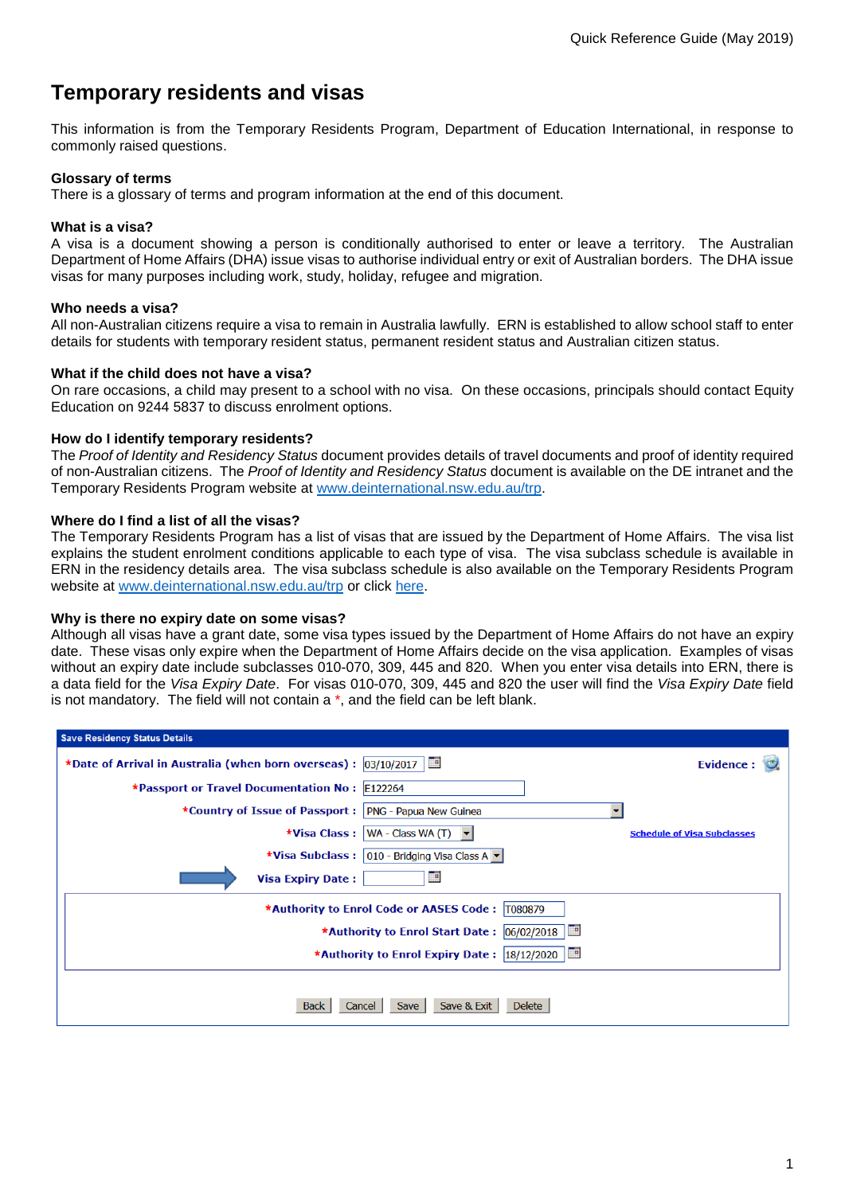# Temporary residents and visas

This information is from the Temporary Residents Program, Department of Education International, in response to commonly raised questions.

### Glossary of terms

There is a glossary of terms and program information at the end of this document.

### What is a visa?

A visa is a document showing a person is conditionally authorised to enter or leave a territory. The Australian Department of Home Affairs (DHA) issue visas to authorise individual entry or exit of Australian borders. The DHA issue visas for many purposes including work, study, holiday, refugee and migration.

### Who needs a visa?

All non-Australian citizens require a visa to remain in Australia lawfully. ERN is established to allow school staff to enter details for students with temporary resident status, permanent resident status and Australian citizen status.

### What if the child does not have a visa?

On rare occasions, a child may present to a school with no visa. On these occasions, principals should contact Equity Education on 9244 5837 to discuss enrolment options.

### How do I identify temporary residents?

The *Proof of Identity and Residency Status* document provides details of travel documents and proof of identity required of non-Australian citizens. The *Proof of Identity and Residency Status* document is available on the DE intranet and the Temporary Residents Program website at www.deinternational.nsw.edu.au/trp.

### Where do I find a list of all the visas?

The Temporary Residents Program has a list of visas that are issued by the Department of Home Affairs. The visa list explains the student enrolment conditions applicable to each type of visa. The visa subclass schedule is available in ERN in the residency details area. The visa subclass schedule is also available on the Temporary Residents Program website at www.deinternational.nsw.edu.au/trp or click here.

### Why is there no expiry date on some visas?

Although all visas have a grant date, some visa types issued by the Department of Home Affairs do not have an expiry date. These visas only expire when the Department of Home Affairs decide on the visa application. Examples of visas without an expiry date include subclasses 010-070, 309, 445 and 820. When you enter visa details into ERN, there is a data field for the *Visa Expiry Date*. For visas 010-070, 309, 445 and 820 the user will find the *Visa Expiry Date* field is not mandatory. The field will not contain a *, and the field can be left blank.

**Save Residency Status Details**

*Date of Arrival in Australia (when born overseas) : 03/10/2017

Evidence :

*Passport or Travel Documentation No : E122264

*Country of Issue of Passport : PNG - Papua New Guinea

*Visa Class : WA - Class WA (T)

Schedule of Visa Subclasses

*Visa Subclass : 010 - Bridging Visa Class A

Visa Expiry Date :

*Authority to Enrol Code or AASES Code : T080879

*Authority to Enrol Start Date : 06/02/2018

*Authority to Enrol Expiry Date : 18/12/2020

Back | Cancel | Save | Save & Exit | Delete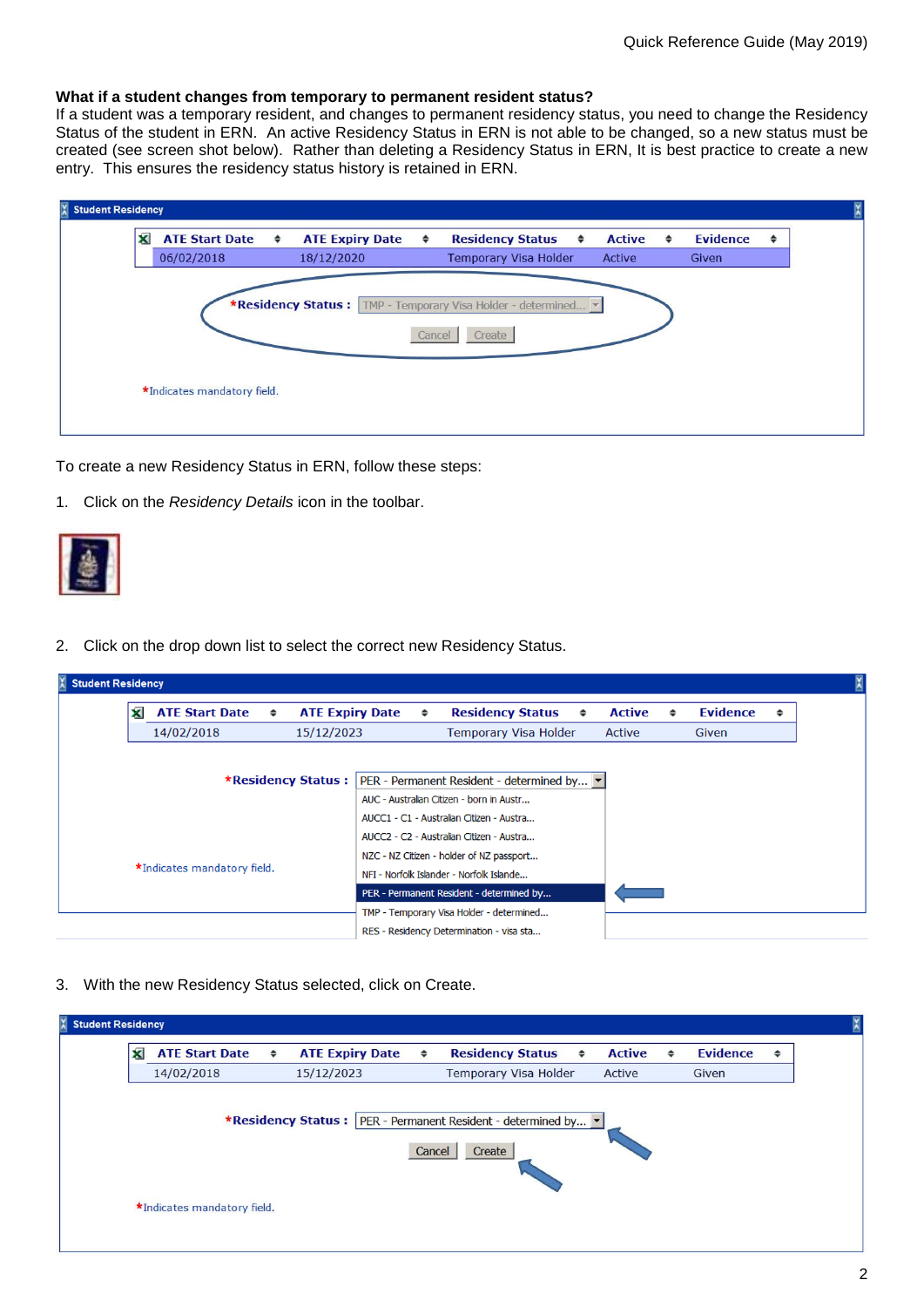**What if a student changes from temporary to permanent resident status?**

If a student was a temporary resident, and changes to permanent residency status, you need to change the Residency Status of the student in ERN. An active Residency Status in ERN is not able to be changed, so a new status must be created (see screen shot below). Rather than deleting a Residency Status in ERN, It is best practice to create a new entry. This ensures the residency status history is retained in ERN.

**Student Residency**

| ATE Start Date | ATE Expiry Date | Residency Status | Active | Evidence |
|---|---|---|---|---|
| 06/02/2018 | 18/12/2020 | Temporary Visa Holder | Active | Given |

*Residency Status : TMP - Temporary Visa Holder - determined...

Cancel Create

*Indicates mandatory field.

To create a new Residency Status in ERN, follow these steps:

1. Click on the *Residency Details* icon in the toolbar.

2. Click on the drop down list to select the correct new Residency Status.

**Student Residency**

| ATE Start Date | ATE Expiry Date | Residency Status | Active | Evidence |
|---|---|---|---|---|
| 14/02/2018 | 15/12/2023 | Temporary Visa Holder | Active | Given |

*Residency Status : PER - Permanent Resident - determined by...

- AUC - Australian Citizen - born in Austr...
- AUCC1 - C1 - Australian Citizen - Austra...
- AUCC2 - C2 - Australian Citizen - Austra...
- NZC - NZ Citizen - holder of NZ passport...
- NFI - Norfolk Islander - Norfolk Islande...
- PER - Permanent Resident - determined by...
- TMP - Temporary Visa Holder - determined...
- RES - Residency Determination - visa sta...

*Indicates mandatory field.

3. With the new Residency Status selected, click on Create.

**Student Residency**

| ATE Start Date | ATE Expiry Date | Residency Status | Active | Evidence |
|---|---|---|---|---|
| 14/02/2018 | 15/12/2023 | Temporary Visa Holder | Active | Given |

*Residency Status : PER - Permanent Resident - determined by...

Cancel Create

*Indicates mandatory field.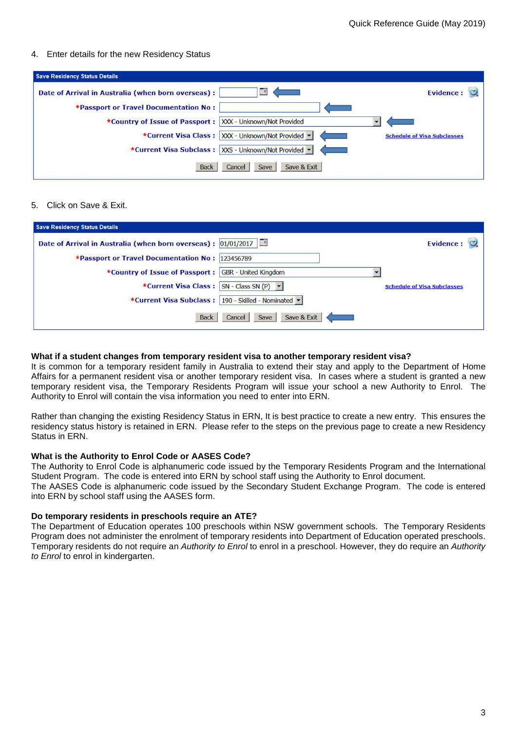4. Enter details for the new Residency Status

**Save Residency Status Details**

Date of Arrival in Australia (when born overseas) :

*Passport or Travel Documentation No :

*Country of Issue of Passport : XXX - Unknown/Not Provided

*Current Visa Class : XXX - Unknown/Not Provided

*Current Visa Subclass : XXS - Unknown/Not Provided

Evidence :

Schedule of Visa Subclasses

Back | Cancel | Save | Save & Exit

5. Click on Save & Exit.

**Save Residency Status Details**

Date of Arrival in Australia (when born overseas) : 01/01/2017

*Passport or Travel Documentation No : 123456789

*Country of Issue of Passport : GBR - United Kingdom

*Current Visa Class : SN - Class SN (P)

*Current Visa Subclass : 190 - Skilled - Nominated

Evidence :

Schedule of Visa Subclasses

Back | Cancel | Save | Save & Exit

**What if a student changes from temporary resident visa to another temporary resident visa?**

It is common for a temporary resident family in Australia to extend their stay and apply to the Department of Home Affairs for a permanent resident visa or another temporary resident visa. In cases where a student is granted a new temporary resident visa, the Temporary Residents Program will issue your school a new Authority to Enrol. The Authority to Enrol will contain the visa information you need to enter into ERN.

Rather than changing the existing Residency Status in ERN, It is best practice to create a new entry. This ensures the residency status history is retained in ERN. Please refer to the steps on the previous page to create a new Residency Status in ERN.

**What is the Authority to Enrol Code or AASES Code?**

The Authority to Enrol Code is alphanumeric code issued by the Temporary Residents Program and the International Student Program. The code is entered into ERN by school staff using the Authority to Enrol document.
The AASES Code is alphanumeric code issued by the Secondary Student Exchange Program. The code is entered into ERN by school staff using the AASES form.

**Do temporary residents in preschools require an ATE?**

The Department of Education operates 100 preschools within NSW government schools. The Temporary Residents Program does not administer the enrolment of temporary residents into Department of Education operated preschools. Temporary residents do not require an *Authority to Enrol* to enrol in a preschool. However, they do require an *Authority to Enrol* to enrol in kindergarten.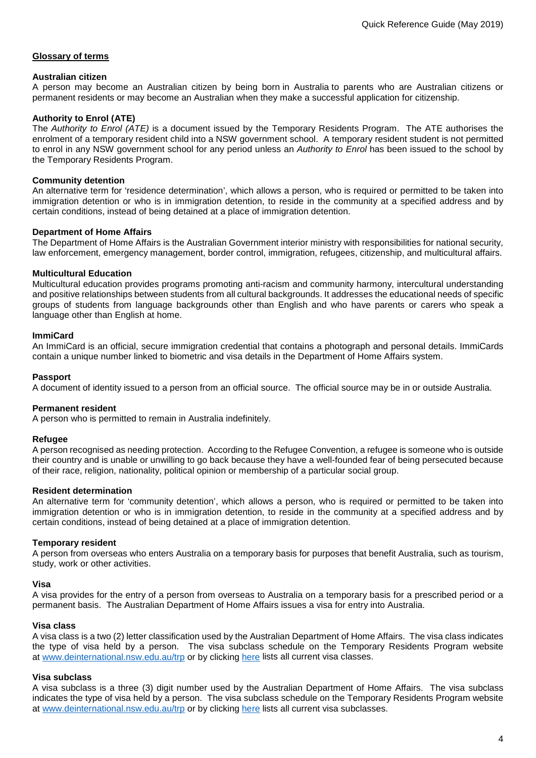## Glossary of terms

### Australian citizen

A person may become an Australian citizen by being born in Australia to parents who are Australian citizens or permanent residents or may become an Australian when they make a successful application for citizenship.

### Authority to Enrol (ATE)

The *Authority to Enrol (ATE)* is a document issued by the Temporary Residents Program. The ATE authorises the enrolment of a temporary resident child into a NSW government school. A temporary resident student is not permitted to enrol in any NSW government school for any period unless an *Authority to Enrol* has been issued to the school by the Temporary Residents Program.

### Community detention

An alternative term for 'residence determination', which allows a person, who is required or permitted to be taken into immigration detention or who is in immigration detention, to reside in the community at a specified address and by certain conditions, instead of being detained at a place of immigration detention.

### Department of Home Affairs

The Department of Home Affairs is the Australian Government interior ministry with responsibilities for national security, law enforcement, emergency management, border control, immigration, refugees, citizenship, and multicultural affairs.

### Multicultural Education

Multicultural education provides programs promoting anti-racism and community harmony, intercultural understanding and positive relationships between students from all cultural backgrounds. It addresses the educational needs of specific groups of students from language backgrounds other than English and who have parents or carers who speak a language other than English at home.

### ImmiCard

An ImmiCard is an official, secure immigration credential that contains a photograph and personal details. ImmiCards contain a unique number linked to biometric and visa details in the Department of Home Affairs system.

### Passport

A document of identity issued to a person from an official source. The official source may be in or outside Australia.

### Permanent resident

A person who is permitted to remain in Australia indefinitely.

### Refugee

A person recognised as needing protection. According to the Refugee Convention, a refugee is someone who is outside their country and is unable or unwilling to go back because they have a well-founded fear of being persecuted because of their race, religion, nationality, political opinion or membership of a particular social group.

### Resident determination

An alternative term for 'community detention', which allows a person, who is required or permitted to be taken into immigration detention or who is in immigration detention, to reside in the community at a specified address and by certain conditions, instead of being detained at a place of immigration detention.

### Temporary resident

A person from overseas who enters Australia on a temporary basis for purposes that benefit Australia, such as tourism, study, work or other activities.

### Visa

A visa provides for the entry of a person from overseas to Australia on a temporary basis for a prescribed period or a permanent basis. The Australian Department of Home Affairs issues a visa for entry into Australia.

### Visa class

A visa class is a two (2) letter classification used by the Australian Department of Home Affairs. The visa class indicates the type of visa held by a person. The visa subclass schedule on the Temporary Residents Program website at [www.deinternational.nsw.edu.au/trp](www.deinternational.nsw.edu.au/trp) or by clicking here lists all current visa classes.

### Visa subclass

A visa subclass is a three (3) digit number used by the Australian Department of Home Affairs. The visa subclass indicates the type of visa held by a person. The visa subclass schedule on the Temporary Residents Program website at [www.deinternational.nsw.edu.au/trp](www.deinternational.nsw.edu.au/trp) or by clicking here lists all current visa subclasses.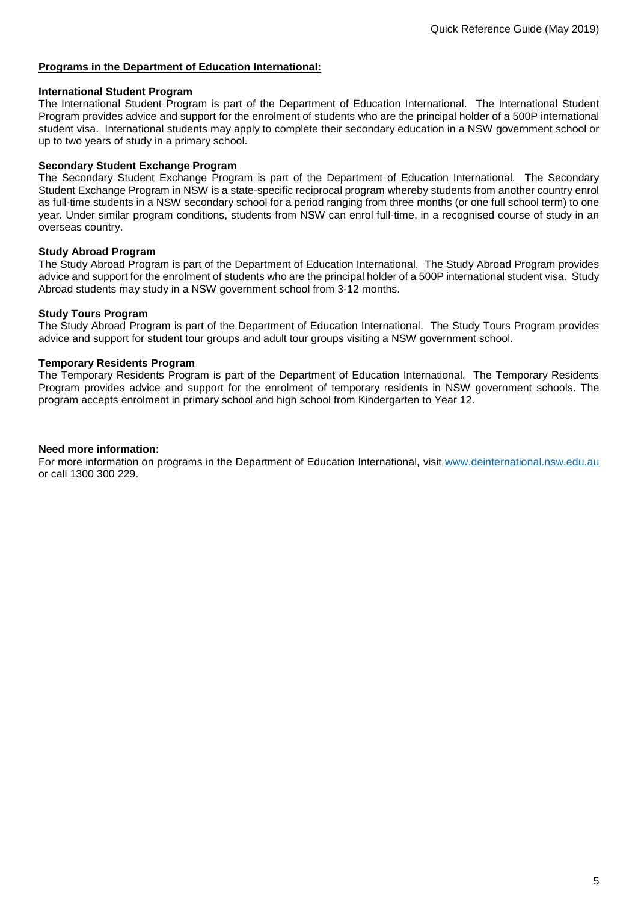**<u>Programs in the Department of Education International:</u>**

**International Student Program**
The International Student Program is part of the Department of Education International. The International Student Program provides advice and support for the enrolment of students who are the principal holder of a 500P international student visa. International students may apply to complete their secondary education in a NSW government school or up to two years of study in a primary school.

**Secondary Student Exchange Program**
The Secondary Student Exchange Program is part of the Department of Education International. The Secondary Student Exchange Program in NSW is a state-specific reciprocal program whereby students from another country enrol as full-time students in a NSW secondary school for a period ranging from three months (or one full school term) to one year. Under similar program conditions, students from NSW can enrol full-time, in a recognised course of study in an overseas country.

**Study Abroad Program**
The Study Abroad Program is part of the Department of Education International. The Study Abroad Program provides advice and support for the enrolment of students who are the principal holder of a 500P international student visa. Study Abroad students may study in a NSW government school from 3-12 months.

**Study Tours Program**
The Study Abroad Program is part of the Department of Education International. The Study Tours Program provides advice and support for student tour groups and adult tour groups visiting a NSW government school.

**Temporary Residents Program**
The Temporary Residents Program is part of the Department of Education International. The Temporary Residents Program provides advice and support for the enrolment of temporary residents in NSW government schools. The program accepts enrolment in primary school and high school from Kindergarten to Year 12.

**Need more information:**
For more information on programs in the Department of Education International, visit [www.deinternational.nsw.edu.au](http://www.deinternational.nsw.edu.au) or call 1300 300 229.